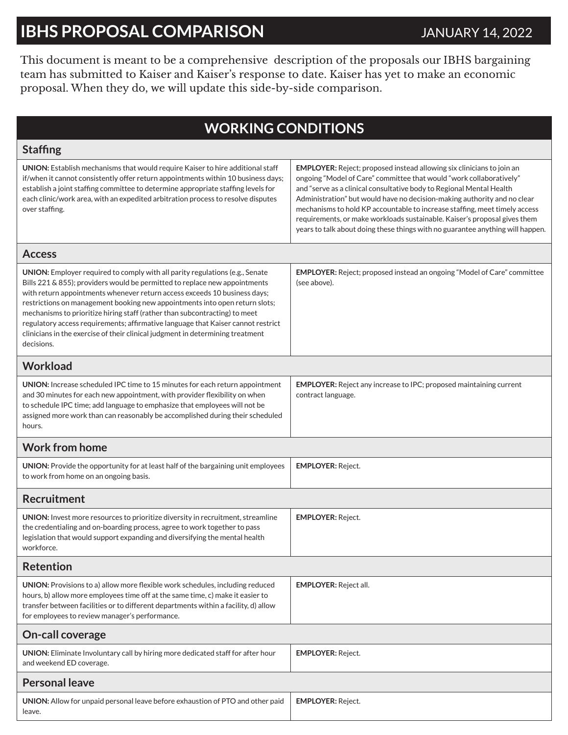# IBHS PROPOSAL COMPARISON

JANUARY 14, 2022

This document is meant to be a comprehensive description of the proposals our IBHS bargaining team has submitted to Kaiser and Kaiser's response to date. Kaiser has yet to make an economic proposal. When they do, we will update this side-by-side comparison.

## WORKING CONDITIONS

### Staffing

| | |
|---|---|
| **UNION:** Establish mechanisms that would require Kaiser to hire additional staff if/when it cannot consistently offer return appointments within 10 business days; establish a joint staffing committee to determine appropriate staffing levels for each clinic/work area, with an expedited arbitration process to resolve disputes over staffing. | **EMPLOYER:** Reject; proposed instead allowing six clinicians to join an ongoing "Model of Care" committee that would "work collaboratively" and "serve as a clinical consultative body to Regional Mental Health Administration" but would have no decision-making authority and no clear mechanisms to hold KP accountable to increase staffing, meet timely access requirements, or make workloads sustainable. Kaiser's proposal gives them years to talk about doing these things with no guarantee anything will happen. |

### Access

| | |
|---|---|
| **UNION:** Employer required to comply with all parity regulations (e.g., Senate Bills 221 & 855); providers would be permitted to replace new appointments with return appointments whenever return access exceeds 10 business days; restrictions on management booking new appointments into open return slots; mechanisms to prioritize hiring staff (rather than subcontracting) to meet regulatory access requirements; affirmative language that Kaiser cannot restrict clinicians in the exercise of their clinical judgment in determining treatment decisions. | **EMPLOYER:** Reject; proposed instead an ongoing "Model of Care" committee (see above). |

### Workload

| | |
|---|---|
| **UNION:** Increase scheduled IPC time to 15 minutes for each return appointment and 30 minutes for each new appointment, with provider flexibility on when to schedule IPC time; add language to emphasize that employees will not be assigned more work than can reasonably be accomplished during their scheduled hours. | **EMPLOYER:** Reject any increase to IPC; proposed maintaining current contract language. |

### Work from home

| | |
|---|---|
| **UNION:** Provide the opportunity for at least half of the bargaining unit employees to work from home on an ongoing basis. | **EMPLOYER:** Reject. |

### Recruitment

| | |
|---|---|
| **UNION:** Invest more resources to prioritize diversity in recruitment, streamline the credentialing and on-boarding process, agree to work together to pass legislation that would support expanding and diversifying the mental health workforce. | **EMPLOYER:** Reject. |

### Retention

| | |
|---|---|
| **UNION:** Provisions to a) allow more flexible work schedules, including reduced hours, b) allow more employees time off at the same time, c) make it easier to transfer between facilities or to different departments within a facility, d) allow for employees to review manager's performance. | **EMPLOYER:** Reject all. |

### On-call coverage

| | |
|---|---|
| **UNION:** Eliminate Involuntary call by hiring more dedicated staff for after hour and weekend ED coverage. | **EMPLOYER:** Reject. |

### Personal leave

| | |
|---|---|
| **UNION:** Allow for unpaid personal leave before exhaustion of PTO and other paid leave. | **EMPLOYER:** Reject. |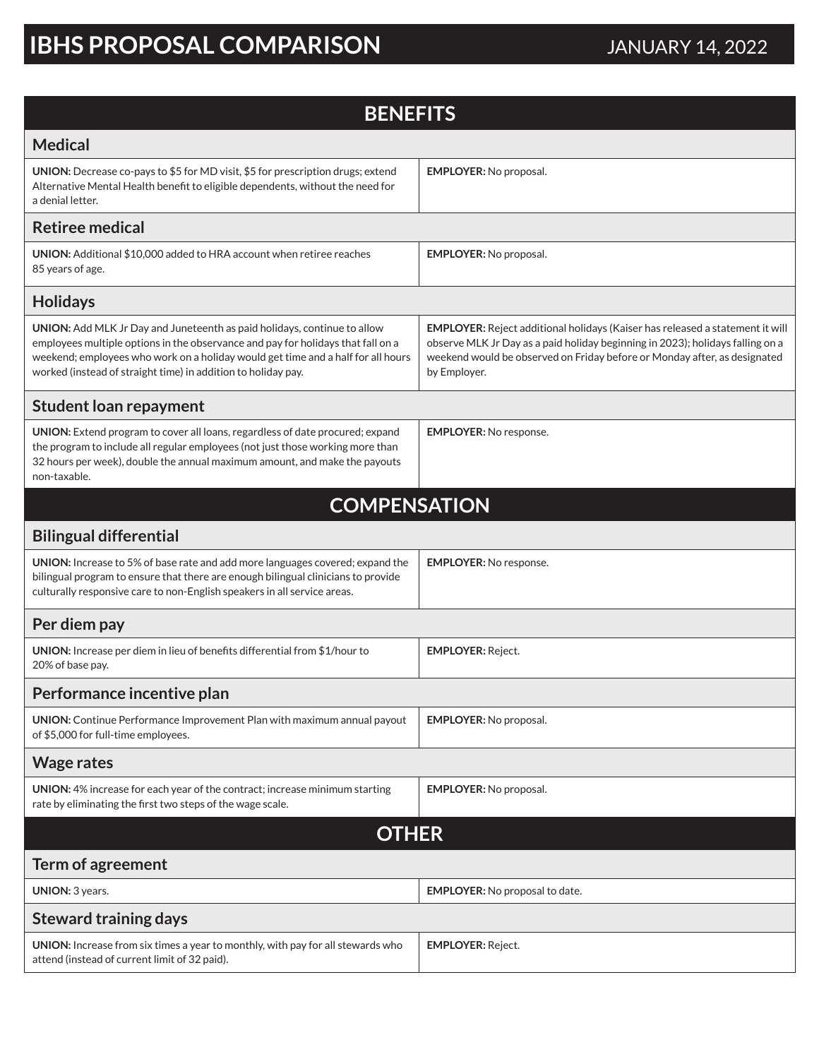# IBHS PROPOSAL COMPARISON

JANUARY 14, 2022

## BENEFITS

### Medical

| | |
|---|---|
| **UNION:** Decrease co-pays to $5 for MD visit, $5 for prescription drugs; extend Alternative Mental Health benefit to eligible dependents, without the need for a denial letter. | **EMPLOYER:** No proposal. |

### Retiree medical

| | |
|---|---|
| **UNION:** Additional $10,000 added to HRA account when retiree reaches 85 years of age. | **EMPLOYER:** No proposal. |

### Holidays

| | |
|---|---|
| **UNION:** Add MLK Jr Day and Juneteenth as paid holidays, continue to allow employees multiple options in the observance and pay for holidays that fall on a weekend; employees who work on a holiday would get time and a half for all hours worked (instead of straight time) in addition to holiday pay. | **EMPLOYER:** Reject additional holidays (Kaiser has released a statement it will observe MLK Jr Day as a paid holiday beginning in 2023); holidays falling on a weekend would be observed on Friday before or Monday after, as designated by Employer. |

### Student loan repayment

| | |
|---|---|
| **UNION:** Extend program to cover all loans, regardless of date procured; expand the program to include all regular employees (not just those working more than 32 hours per week), double the annual maximum amount, and make the payouts non-taxable. | **EMPLOYER:** No response. |

## COMPENSATION

### Bilingual differential

| | |
|---|---|
| **UNION:** Increase to 5% of base rate and add more languages covered; expand the bilingual program to ensure that there are enough bilingual clinicians to provide culturally responsive care to non-English speakers in all service areas. | **EMPLOYER:** No response. |

### Per diem pay

| | |
|---|---|
| **UNION:** Increase per diem in lieu of benefits differential from $1/hour to 20% of base pay. | **EMPLOYER:** Reject. |

### Performance incentive plan

| | |
|---|---|
| **UNION:** Continue Performance Improvement Plan with maximum annual payout of $5,000 for full-time employees. | **EMPLOYER:** No proposal. |

### Wage rates

| | |
|---|---|
| **UNION:** 4% increase for each year of the contract; increase minimum starting rate by eliminating the first two steps of the wage scale. | **EMPLOYER:** No proposal. |

## OTHER

### Term of agreement

| | |
|---|---|
| **UNION:** 3 years. | **EMPLOYER:** No proposal to date. |

### Steward training days

| | |
|---|---|
| **UNION:** Increase from six times a year to monthly, with pay for all stewards who attend (instead of current limit of 32 paid). | **EMPLOYER:** Reject. |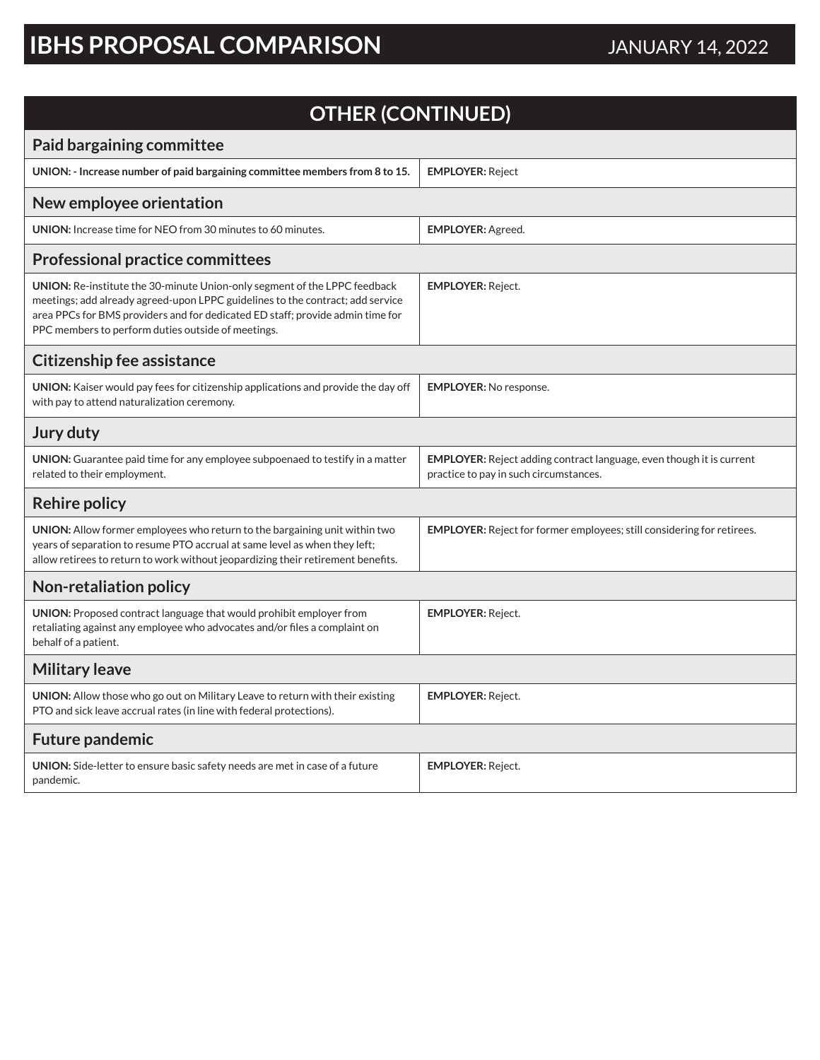# IBHS PROPOSAL COMPARISON

JANUARY 14, 2022

## OTHER (CONTINUED)

### Paid bargaining committee

| | |
|---|---|
| **UNION: - Increase number of paid bargaining committee members from 8 to 15.** | **EMPLOYER:** Reject |

### New employee orientation

| | |
|---|---|
| **UNION:** Increase time for NEO from 30 minutes to 60 minutes. | **EMPLOYER:** Agreed. |

### Professional practice committees

| | |
|---|---|
| **UNION:** Re-institute the 30-minute Union-only segment of the LPPC feedback meetings; add already agreed-upon LPPC guidelines to the contract; add service area PPCs for BMS providers and for dedicated ED staff; provide admin time for PPC members to perform duties outside of meetings. | **EMPLOYER:** Reject. |

### Citizenship fee assistance

| | |
|---|---|
| **UNION:** Kaiser would pay fees for citizenship applications and provide the day off with pay to attend naturalization ceremony. | **EMPLOYER:** No response. |

### Jury duty

| | |
|---|---|
| **UNION:** Guarantee paid time for any employee subpoenaed to testify in a matter related to their employment. | **EMPLOYER:** Reject adding contract language, even though it is current practice to pay in such circumstances. |

### Rehire policy

| | |
|---|---|
| **UNION:** Allow former employees who return to the bargaining unit within two years of separation to resume PTO accrual at same level as when they left; allow retirees to return to work without jeopardizing their retirement benefits. | **EMPLOYER:** Reject for former employees; still considering for retirees. |

### Non-retaliation policy

| | |
|---|---|
| **UNION:** Proposed contract language that would prohibit employer from retaliating against any employee who advocates and/or files a complaint on behalf of a patient. | **EMPLOYER:** Reject. |

### Military leave

| | |
|---|---|
| **UNION:** Allow those who go out on Military Leave to return with their existing PTO and sick leave accrual rates (in line with federal protections). | **EMPLOYER:** Reject. |

### Future pandemic

| | |
|---|---|
| **UNION:** Side-letter to ensure basic safety needs are met in case of a future pandemic. | **EMPLOYER:** Reject. |